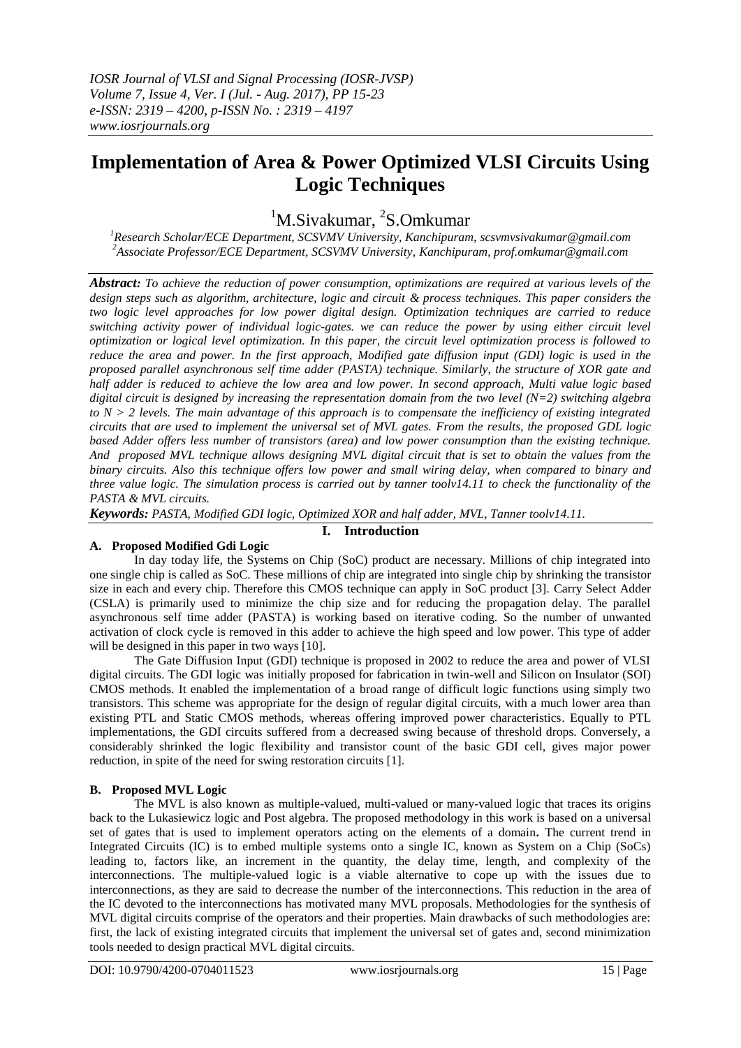# Implementation of Area & Power Optimized VLSI Circuits Using Logic Techniques

[1]M.Sivakumar, [2]S.Omkumar

[1]*Research Scholar/ECE Department, SCSVMV University, Kanchipuram, scsvmvsivakumar@gmail.com*
[2]*Associate Professor/ECE Department, SCSVMV University, Kanchipuram, prof.omkumar@gmail.com*

***Abstract:*** *To achieve the reduction of power consumption, optimizations are required at various levels of the design steps such as algorithm, architecture, logic and circuit & process techniques. This paper considers the two logic level approaches for low power digital design. Optimization techniques are carried to reduce switching activity power of individual logic-gates. we can reduce the power by using either circuit level optimization or logical level optimization. In this paper, the circuit level optimization process is followed to reduce the area and power. In the first approach, Modified gate diffusion input (GDI) logic is used in the proposed parallel asynchronous self time adder (PASTA) technique. Similarly, the structure of XOR gate and half adder is reduced to achieve the low area and low power. In second approach, Multi value logic based digital circuit is designed by increasing the representation domain from the two level (N=2) switching algebra to N > 2 levels. The main advantage of this approach is to compensate the inefficiency of existing integrated circuits that are used to implement the universal set of MVL gates. From the results, the proposed GDL logic based Adder offers less number of transistors (area) and low power consumption than the existing technique. And proposed MVL technique allows designing MVL digital circuit that is set to obtain the values from the binary circuits. Also this technique offers low power and small wiring delay, when compared to binary and three value logic. The simulation process is carried out by tanner toolv14.11 to check the functionality of the PASTA & MVL circuits.*

***Keywords:*** *PASTA, Modified GDI logic, Optimized XOR and half adder, MVL, Tanner toolv14.11.*

## I. Introduction

### A. Proposed Modified Gdi Logic

In day today life, the Systems on Chip (SoC) product are necessary. Millions of chip integrated into one single chip is called as SoC. These millions of chip are integrated into single chip by shrinking the transistor size in each and every chip. Therefore this CMOS technique can apply in SoC product [3]. Carry Select Adder (CSLA) is primarily used to minimize the chip size and for reducing the propagation delay. The parallel asynchronous self time adder (PASTA) is working based on iterative coding. So the number of unwanted activation of clock cycle is removed in this adder to achieve the high speed and low power. This type of adder will be designed in this paper in two ways [10].

The Gate Diffusion Input (GDI) technique is proposed in 2002 to reduce the area and power of VLSI digital circuits. The GDI logic was initially proposed for fabrication in twin-well and Silicon on Insulator (SOI) CMOS methods. It enabled the implementation of a broad range of difficult logic functions using simply two transistors. This scheme was appropriate for the design of regular digital circuits, with a much lower area than existing PTL and Static CMOS methods, whereas offering improved power characteristics. Equally to PTL implementations, the GDI circuits suffered from a decreased swing because of threshold drops. Conversely, a considerably shrinked the logic flexibility and transistor count of the basic GDI cell, gives major power reduction, in spite of the need for swing restoration circuits [1].

### B. Proposed MVL Logic

The MVL is also known as multiple-valued, multi-valued or many-valued logic that traces its origins back to the Lukasiewicz logic and Post algebra. The proposed methodology in this work is based on a universal set of gates that is used to implement operators acting on the elements of a domain**.** The current trend in Integrated Circuits (IC) is to embed multiple systems onto a single IC, known as System on a Chip (SoCs) leading to, factors like, an increment in the quantity, the delay time, length, and complexity of the interconnections. The multiple-valued logic is a viable alternative to cope up with the issues due to interconnections, as they are said to decrease the number of the interconnections. This reduction in the area of the IC devoted to the interconnections has motivated many MVL proposals. Methodologies for the synthesis of MVL digital circuits comprise of the operators and their properties. Main drawbacks of such methodologies are: first, the lack of existing integrated circuits that implement the universal set of gates and, second minimization tools needed to design practical MVL digital circuits.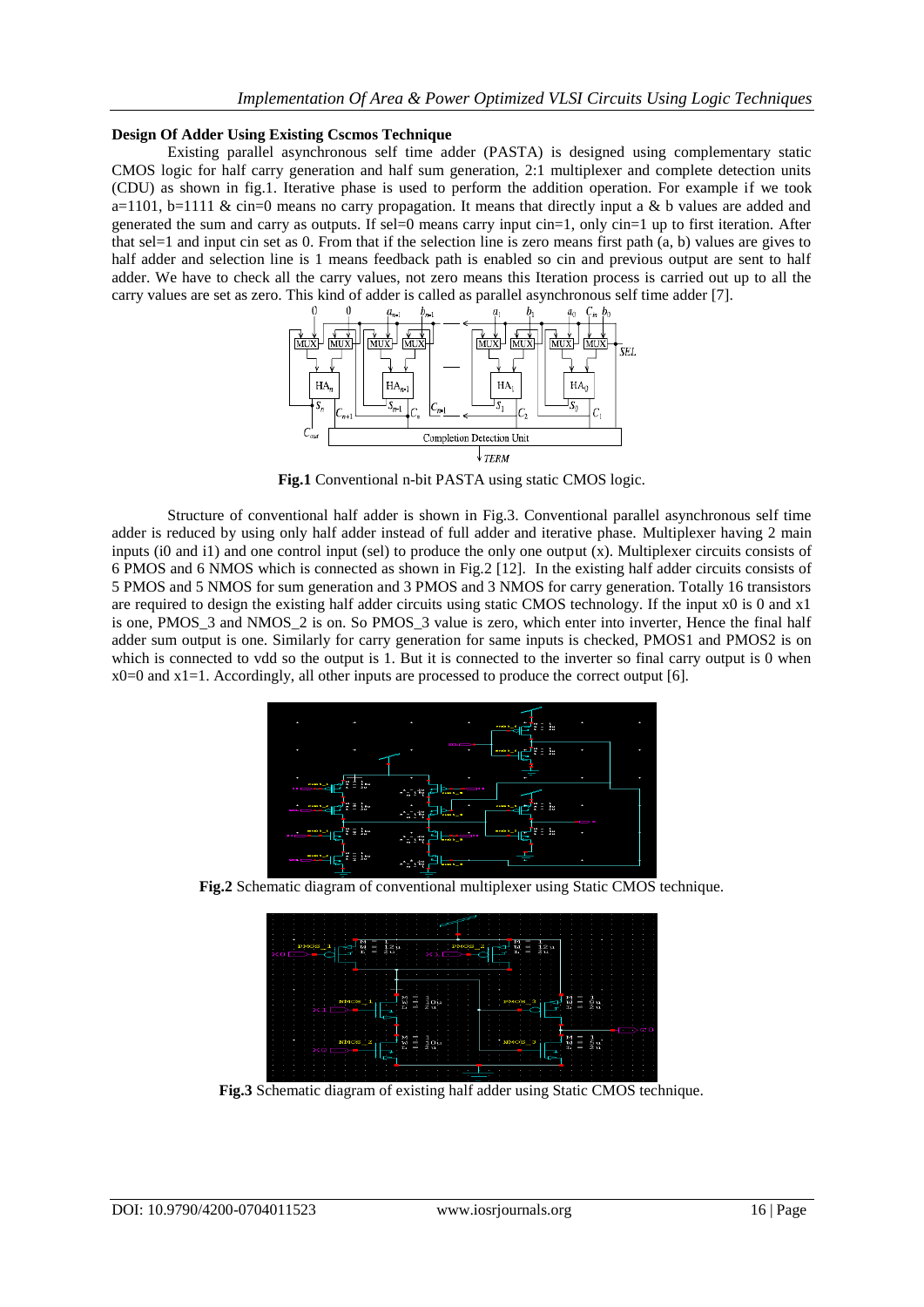**Design Of Adder Using Existing Cscmos Technique**

Existing parallel asynchronous self time adder (PASTA) is designed using complementary static CMOS logic for half carry generation and half sum generation, 2:1 multiplexer and complete detection units (CDU) as shown in fig.1. Iterative phase is used to perform the addition operation. For example if we took a=1101, b=1111 & cin=0 means no carry propagation. It means that directly input a & b values are added and generated the sum and carry as outputs. If sel=0 means carry input cin=1, only cin=1 up to first iteration. After that sel=1 and input cin set as 0. From that if the selection line is zero means first path (a, b) values are gives to half adder and selection line is 1 means feedback path is enabled so cin and previous output are sent to half adder. We have to check all the carry values, not zero means this Iteration process is carried out up to all the carry values are set as zero. This kind of adder is called as parallel asynchronous self time adder [7].

**Fig.1** Conventional n-bit PASTA using static CMOS logic.

Structure of conventional half adder is shown in Fig.3. Conventional parallel asynchronous self time adder is reduced by using only half adder instead of full adder and iterative phase. Multiplexer having 2 main inputs (i0 and i1) and one control input (sel) to produce the only one output (x). Multiplexer circuits consists of 6 PMOS and 6 NMOS which is connected as shown in Fig.2 [12]. In the existing half adder circuits consists of 5 PMOS and 5 NMOS for sum generation and 3 PMOS and 3 NMOS for carry generation. Totally 16 transistors are required to design the existing half adder circuits using static CMOS technology. If the input x0 is 0 and x1 is one, PMOS_3 and NMOS_2 is on. So PMOS_3 value is zero, which enter into inverter, Hence the final half adder sum output is one. Similarly for carry generation for same inputs is checked, PMOS1 and PMOS2 is on which is connected to vdd so the output is 1. But it is connected to the inverter so final carry output is 0 when x0=0 and x1=1. Accordingly, all other inputs are processed to produce the correct output [6].

**Fig.2** Schematic diagram of conventional multiplexer using Static CMOS technique.

**Fig.3** Schematic diagram of existing half adder using Static CMOS technique.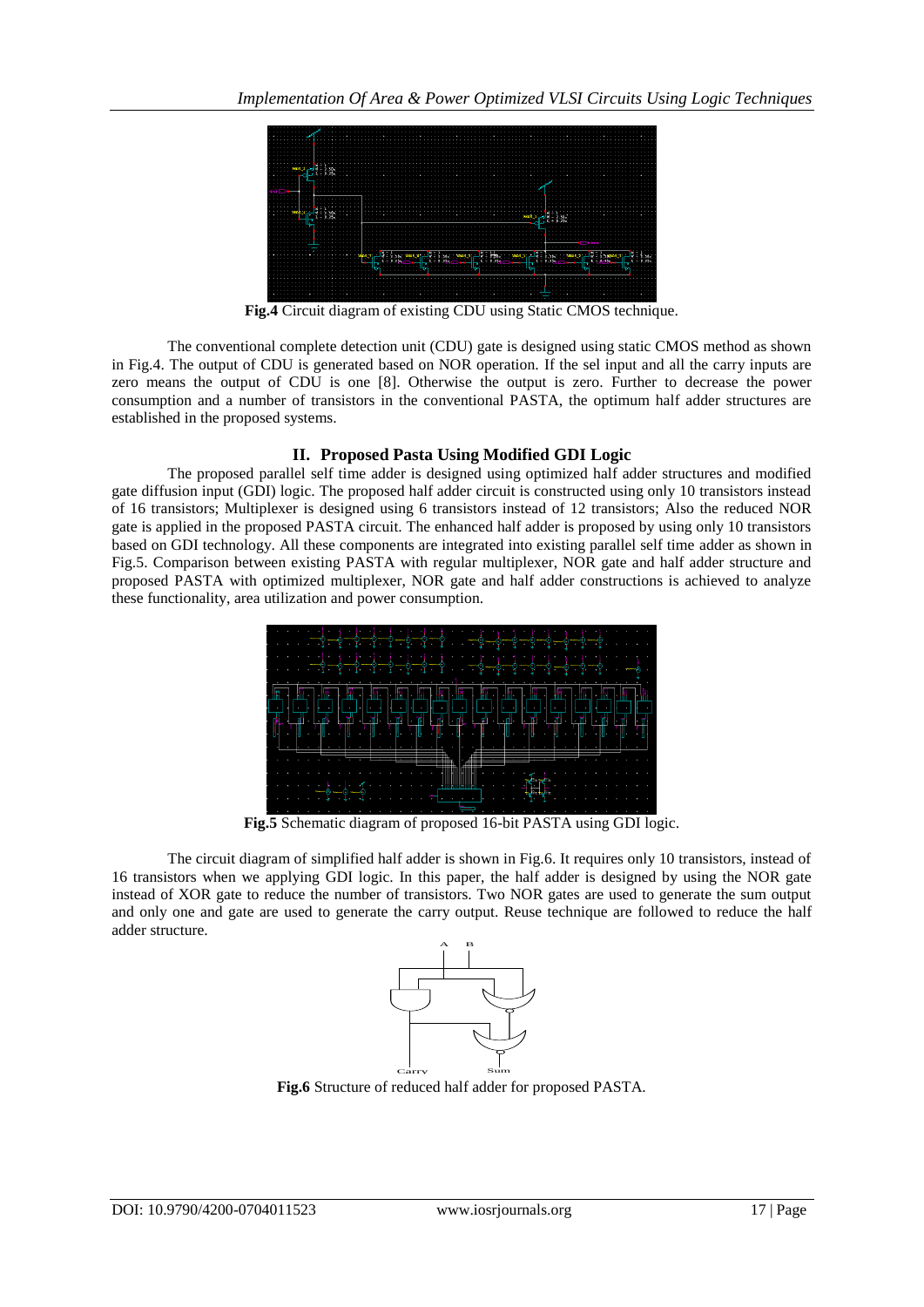**Fig.4** Circuit diagram of existing CDU using Static CMOS technique.

The conventional complete detection unit (CDU) gate is designed using static CMOS method as shown in Fig.4. The output of CDU is generated based on NOR operation. If the sel input and all the carry inputs are zero means the output of CDU is one [8]. Otherwise the output is zero. Further to decrease the power consumption and a number of transistors in the conventional PASTA, the optimum half adder structures are established in the proposed systems.

## II. Proposed Pasta Using Modified GDI Logic

The proposed parallel self time adder is designed using optimized half adder structures and modified gate diffusion input (GDI) logic. The proposed half adder circuit is constructed using only 10 transistors instead of 16 transistors; Multiplexer is designed using 6 transistors instead of 12 transistors; Also the reduced NOR gate is applied in the proposed PASTA circuit. The enhanced half adder is proposed by using only 10 transistors based on GDI technology. All these components are integrated into existing parallel self time adder as shown in Fig.5. Comparison between existing PASTA with regular multiplexer, NOR gate and half adder structure and proposed PASTA with optimized multiplexer, NOR gate and half adder constructions is achieved to analyze these functionality, area utilization and power consumption.

**Fig.5** Schematic diagram of proposed 16-bit PASTA using GDI logic.

The circuit diagram of simplified half adder is shown in Fig.6. It requires only 10 transistors, instead of 16 transistors when we applying GDI logic. In this paper, the half adder is designed by using the NOR gate instead of XOR gate to reduce the number of transistors. Two NOR gates are used to generate the sum output and only one and gate are used to generate the carry output. Reuse technique are followed to reduce the half adder structure.

**Fig.6** Structure of reduced half adder for proposed PASTA.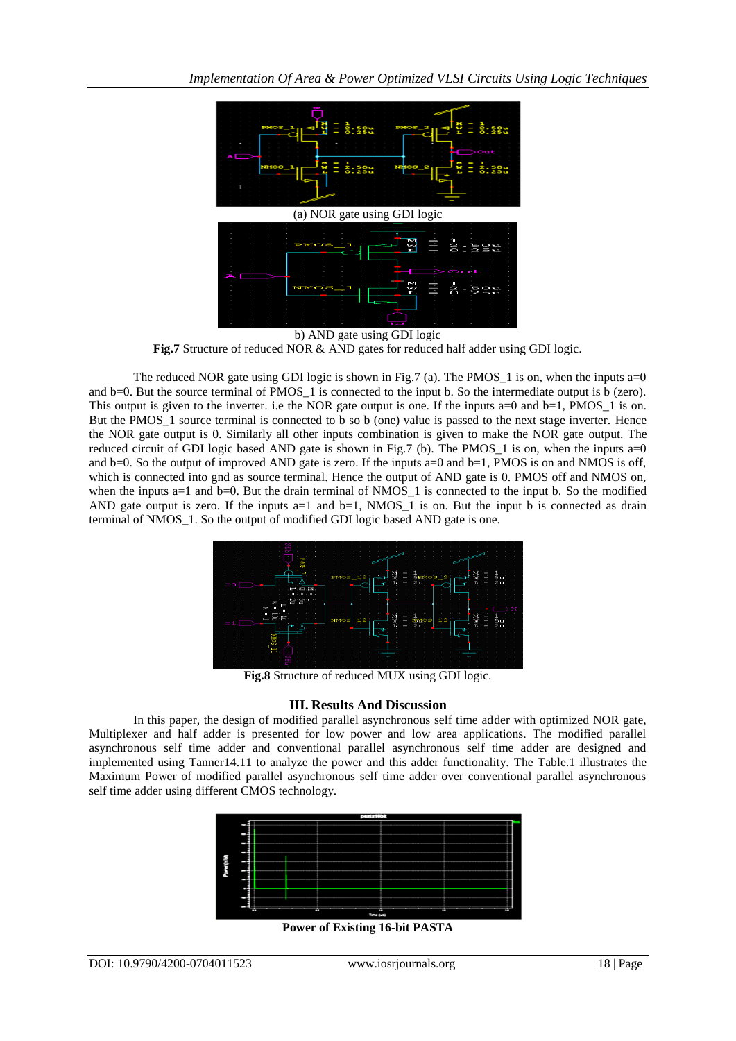(a) NOR gate using GDI logic

b) AND gate using GDI logic

**Fig.7** Structure of reduced NOR & AND gates for reduced half adder using GDI logic.

The reduced NOR gate using GDI logic is shown in Fig.7 (a). The PMOS_1 is on, when the inputs a=0 and b=0. But the source terminal of PMOS_1 is connected to the input b. So the intermediate output is b (zero). This output is given to the inverter. i.e the NOR gate output is one. If the inputs a=0 and b=1, PMOS_1 is on. But the PMOS_1 source terminal is connected to b so b (one) value is passed to the next stage inverter. Hence the NOR gate output is 0. Similarly all other inputs combination is given to make the NOR gate output. The reduced circuit of GDI logic based AND gate is shown in Fig.7 (b). The PMOS_1 is on, when the inputs a=0 and b=0. So the output of improved AND gate is zero. If the inputs a=0 and b=1, PMOS is on and NMOS is off, which is connected into gnd as source terminal. Hence the output of AND gate is 0. PMOS off and NMOS on, when the inputs a=1 and b=0. But the drain terminal of NMOS_1 is connected to the input b. So the modified AND gate output is zero. If the inputs a=1 and b=1, NMOS_1 is on. But the input b is connected as drain terminal of NMOS_1. So the output of modified GDI logic based AND gate is one.

**Fig.8** Structure of reduced MUX using GDI logic.

## III. Results And Discussion

In this paper, the design of modified parallel asynchronous self time adder with optimized NOR gate, Multiplexer and half adder is presented for low power and low area applications. The modified parallel asynchronous self time adder and conventional parallel asynchronous self time adder are designed and implemented using Tanner14.11 to analyze the power and this adder functionality. The Table.1 illustrates the Maximum Power of modified parallel asynchronous self time adder over conventional parallel asynchronous self time adder using different CMOS technology.

**Power of Existing 16-bit PASTA**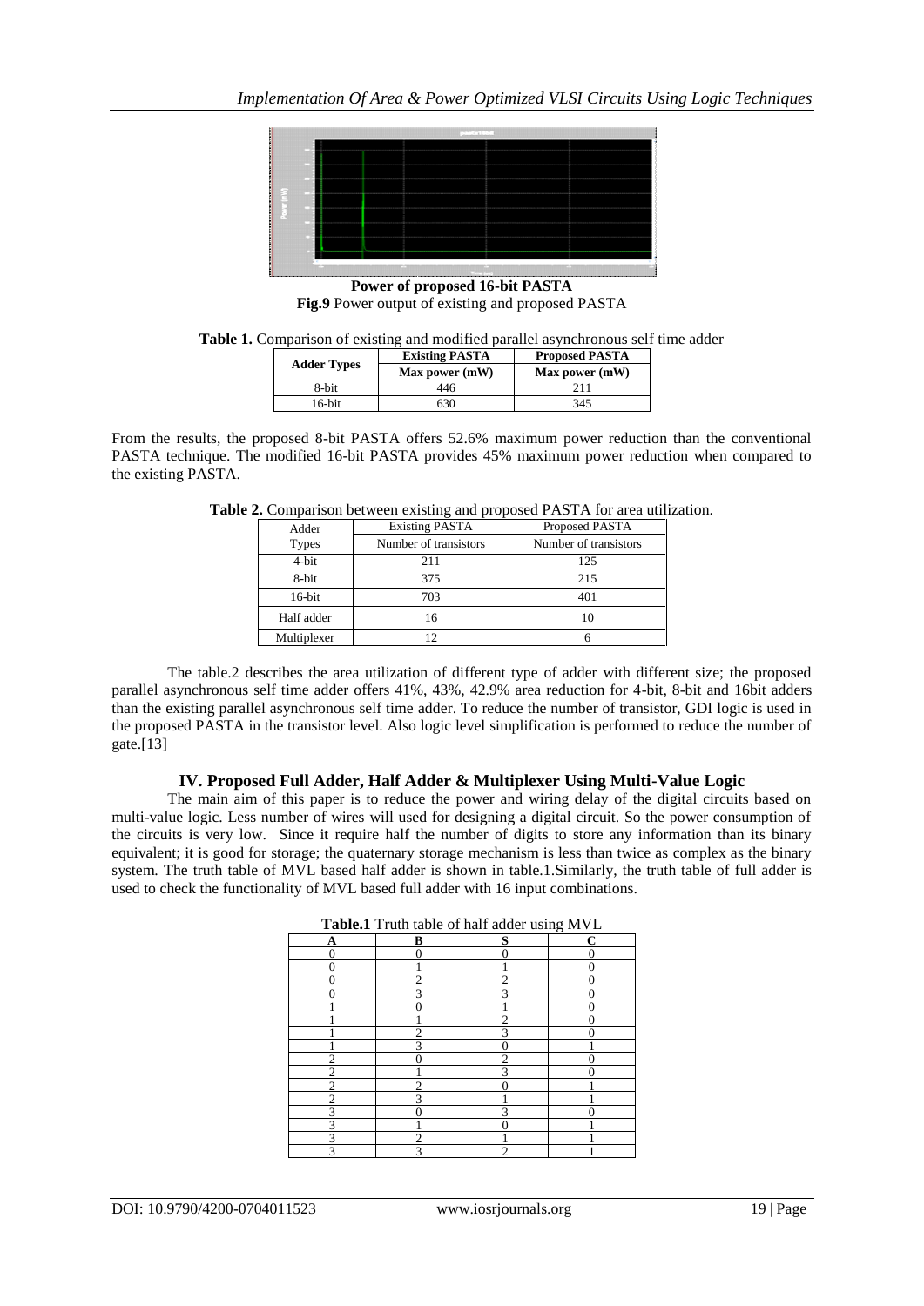**Power of proposed 16-bit PASTA**

**Fig.9** Power output of existing and proposed PASTA

**Table 1.** Comparison of existing and modified parallel asynchronous self time adder

| Adder Types | Existing PASTA | Proposed PASTA |
|---|---|---|
| | Max power (mW) | Max power (mW) |
| 8-bit | 446 | 211 |
| 16-bit | 630 | 345 |

From the results, the proposed 8-bit PASTA offers 52.6% maximum power reduction than the conventional PASTA technique. The modified 16-bit PASTA provides 45% maximum power reduction when compared to the existing PASTA.

**Table 2.** Comparison between existing and proposed PASTA for area utilization.

| Adder Types | Existing PASTA | Proposed PASTA |
|---|---|---|
| | Number of transistors | Number of transistors |
| 4-bit | 211 | 125 |
| 8-bit | 375 | 215 |
| 16-bit | 703 | 401 |
| Half adder | 16 | 10 |
| Multiplexer | 12 | 6 |

The table.2 describes the area utilization of different type of adder with different size; the proposed parallel asynchronous self time adder offers 41%, 43%, 42.9% area reduction for 4-bit, 8-bit and 16bit adders than the existing parallel asynchronous self time adder. To reduce the number of transistor, GDI logic is used in the proposed PASTA in the transistor level. Also logic level simplification is performed to reduce the number of gate.[13]

## IV. Proposed Full Adder, Half Adder & Multiplexer Using Multi-Value Logic

The main aim of this paper is to reduce the power and wiring delay of the digital circuits based on multi-value logic. Less number of wires will used for designing a digital circuit. So the power consumption of the circuits is very low. Since it require half the number of digits to store any information than its binary equivalent; it is good for storage; the quaternary storage mechanism is less than twice as complex as the binary system. The truth table of MVL based half adder is shown in table.1.Similarly, the truth table of full adder is used to check the functionality of MVL based full adder with 16 input combinations.

**Table.1** Truth table of half adder using MVL

| A | B | S | C |
|---|---|---|---|
| 0 | 0 | 0 | 0 |
| 0 | 1 | 1 | 0 |
| 0 | 2 | 2 | 0 |
| 0 | 3 | 3 | 0 |
| 1 | 0 | 1 | 0 |
| 1 | 1 | 2 | 0 |
| 1 | 2 | 3 | 0 |
| 1 | 3 | 0 | 1 |
| 2 | 0 | 2 | 0 |
| 2 | 1 | 3 | 0 |
| 2 | 2 | 0 | 1 |
| 2 | 3 | 1 | 1 |
| 3 | 0 | 3 | 0 |
| 3 | 1 | 0 | 1 |
| 3 | 2 | 1 | 1 |
| 3 | 3 | 2 | 1 |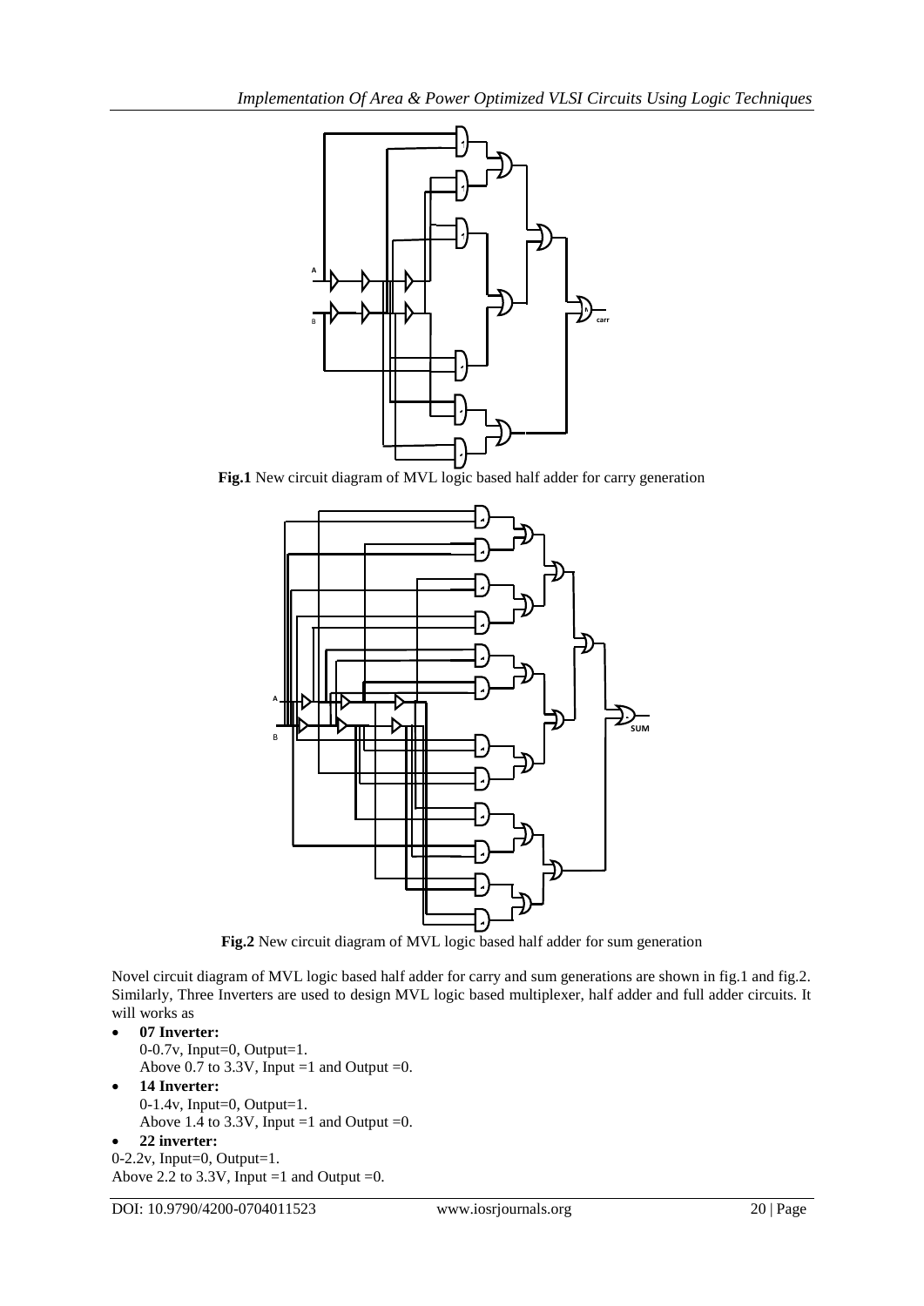**Fig.1** New circuit diagram of MVL logic based half adder for carry generation

**Fig.2** New circuit diagram of MVL logic based half adder for sum generation

Novel circuit diagram of MVL logic based half adder for carry and sum generations are shown in fig.1 and fig.2. Similarly, Three Inverters are used to design MVL logic based multiplexer, half adder and full adder circuits. It will works as

- **07 Inverter:**
  0-0.7v, Input=0, Output=1.
  Above 0.7 to 3.3V, Input =1 and Output =0.
- **14 Inverter:**
  0-1.4v, Input=0, Output=1.
  Above 1.4 to 3.3V, Input =1 and Output =0.
- **22 inverter:**

0-2.2v, Input=0, Output=1.
Above 2.2 to 3.3V, Input =1 and Output =0.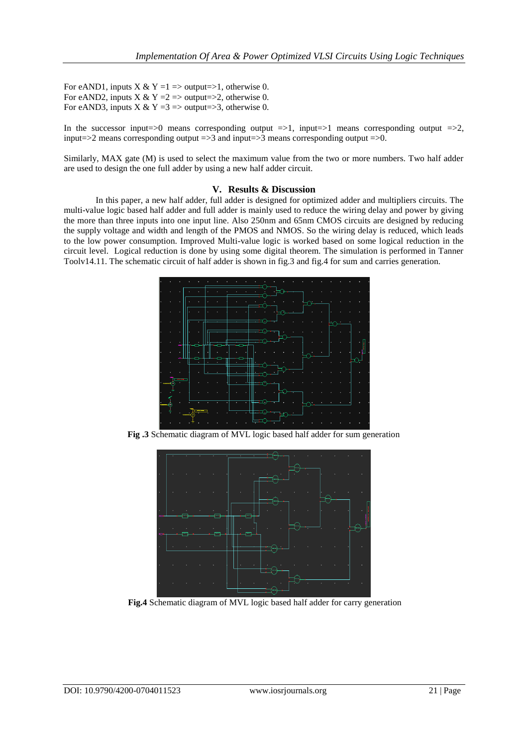For eAND1, inputs X & Y =1 => output=>1, otherwise 0.
For eAND2, inputs X & Y =2 => output=>2, otherwise 0.
For eAND3, inputs X & Y =3 => output=>3, otherwise 0.

In the successor input=>0 means corresponding output =>1, input=>1 means corresponding output =>2, input=>2 means corresponding output =>3 and input=>3 means corresponding output =>0.

Similarly, MAX gate (M) is used to select the maximum value from the two or more numbers. Two half adder are used to design the one full adder by using a new half adder circuit.

## V. Results & Discussion

In this paper, a new half adder, full adder is designed for optimized adder and multipliers circuits. The multi-value logic based half adder and full adder is mainly used to reduce the wiring delay and power by giving the more than three inputs into one input line. Also 250nm and 65nm CMOS circuits are designed by reducing the supply voltage and width and length of the PMOS and NMOS. So the wiring delay is reduced, which leads to the low power consumption. Improved Multi-value logic is worked based on some logical reduction in the circuit level. Logical reduction is done by using some digital theorem. The simulation is performed in Tanner Toolv14.11. The schematic circuit of half adder is shown in fig.3 and fig.4 for sum and carries generation.

**Fig .3** Schematic diagram of MVL logic based half adder for sum generation

**Fig.4** Schematic diagram of MVL logic based half adder for carry generation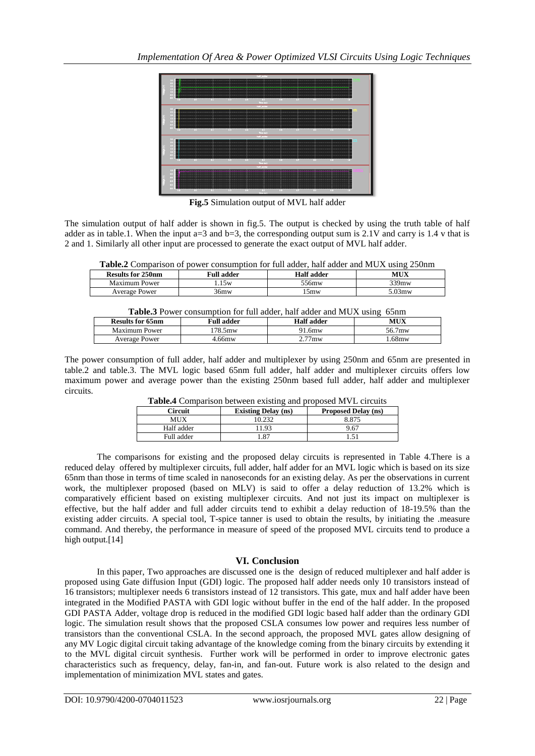**Fig.5** Simulation output of MVL half adder

The simulation output of half adder is shown in fig.5. The output is checked by using the truth table of half adder as in table.1. When the input a=3 and b=3, the corresponding output sum is 2.1V and carry is 1.4 v that is 2 and 1. Similarly all other input are processed to generate the exact output of MVL half adder.

**Table.2** Comparison of power consumption for full adder, half adder and MUX using 250nm

| Results for 250nm | Full adder | Half adder | MUX |
|---|---|---|---|
| Maximum Power | 1.15w | 556mw | 339mw |
| Average Power | 36mw | 15mw | 5.03mw |

**Table.3** Power consumption for full adder, half adder and MUX using 65nm

| Results for 65nm | Full adder | Half adder | MUX |
|---|---|---|---|
| Maximum Power | 178.5mw | 91.6mw | 56.7mw |
| Average Power | 4.66mw | 2.77mw | 1.68mw |

The power consumption of full adder, half adder and multiplexer by using 250nm and 65nm are presented in table.2 and table.3. The MVL logic based 65nm full adder, half adder and multiplexer circuits offers low maximum power and average power than the existing 250nm based full adder, half adder and multiplexer circuits.

**Table.4** Comparison between existing and proposed MVL circuits

| Circuit | Existing Delay (ns) | Proposed Delay (ns) |
|---|---|---|
| MUX | 10.232 | 8.875 |
| Half adder | 11.93 | 9.67 |
| Full adder | 1.87 | 1.51 |

The comparisons for existing and the proposed delay circuits is represented in Table 4.There is a reduced delay offered by multiplexer circuits, full adder, half adder for an MVL logic which is based on its size 65nm than those in terms of time scaled in nanoseconds for an existing delay. As per the observations in current work, the multiplexer proposed (based on MLV) is said to offer a delay reduction of 13.2% which is comparatively efficient based on existing multiplexer circuits. And not just its impact on multiplexer is effective, but the half adder and full adder circuits tend to exhibit a delay reduction of 18-19.5% than the existing adder circuits. A special tool, T-spice tanner is used to obtain the results, by initiating the .measure command. And thereby, the performance in measure of speed of the proposed MVL circuits tend to produce a high output.[14]

## VI. Conclusion

In this paper, Two approaches are discussed one is the design of reduced multiplexer and half adder is proposed using Gate diffusion Input (GDI) logic. The proposed half adder needs only 10 transistors instead of 16 transistors; multiplexer needs 6 transistors instead of 12 transistors. This gate, mux and half adder have been integrated in the Modified PASTA with GDI logic without buffer in the end of the half adder. In the proposed GDI PASTA Adder, voltage drop is reduced in the modified GDI logic based half adder than the ordinary GDI logic. The simulation result shows that the proposed CSLA consumes low power and requires less number of transistors than the conventional CSLA. In the second approach, the proposed MVL gates allow designing of any MV Logic digital circuit taking advantage of the knowledge coming from the binary circuits by extending it to the MVL digital circuit synthesis. Further work will be performed in order to improve electronic gates characteristics such as frequency, delay, fan-in, and fan-out. Future work is also related to the design and implementation of minimization MVL states and gates.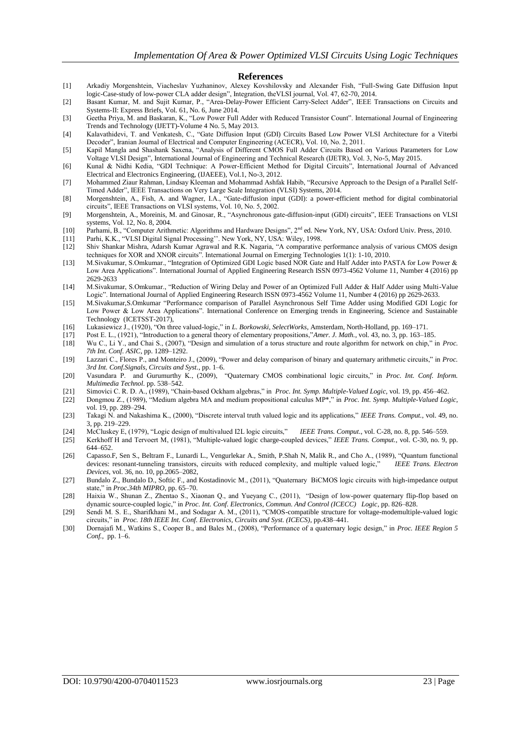# References

[1] Arkadiy Morgenshtein, Viacheslav Yuzhaninov, Alexey Kovshilovsky and Alexander Fish, "Full-Swing Gate Diffusion Input logic-Case-study of low-power CLA adder design", Integration, theVLSI journal, Vol. 47, 62-70, 2014.

[2] Basant Kumar, M. and Sujit Kumar, P., "Area-Delay-Power Efficient Carry-Select Adder", IEEE Transactions on Circuits and Systems-II: Express Briefs, Vol. 61, No. 6, June 2014.

[3] Geetha Priya, M. and Baskaran, K., "Low Power Full Adder with Reduced Transistor Count". International Journal of Engineering Trends and Technology (IJETT)-Volume 4 No. 5, May 2013.

[4] Kalavathidevi, T. and Venkatesh, C., "Gate Diffusion Input (GDI) Circuits Based Low Power VLSI Architecture for a Viterbi Decoder", Iranian Journal of Electrical and Computer Engineering (ACECR), Vol. 10, No. 2, 2011.

[5] Kapil Mangla and Shashank Saxena, "Analysis of Different CMOS Full Adder Circuits Based on Various Parameters for Low Voltage VLSI Design", International Journal of Engineering and Technical Research (IJETR), Vol. 3, No-5, May 2015.

[6] Kunal & Nidhi Kedia, "GDI Technique: A Power-Efficient Method for Digital Circuits", International Journal of Advanced Electrical and Electronics Engineering, (IJAEEE), Vol.1, No-3, 2012.

[7] Mohammed Ziaur Rahman, Lindsay Kleeman and Mohammad Ashfak Habib, "Recursive Approach to the Design of a Parallel Self-Timed Adder", IEEE Transactions on Very Large Scale Integration (VLSI) Systems, 2014.

[8] Morgenshtein, A., Fish, A. and Wagner, I.A., "Gate-diffusion input (GDI): a power-efficient method for digital combinatorial circuits", IEEE Transactions on VLSI systems, Vol. 10, No. 5, 2002.

[9] Morgenshtein, A., Moreinis, M. and Ginosar, R., "Asynchronous gate-diffusion-input (GDI) circuits", IEEE Transactions on VLSI systems, Vol. 12, No. 8, 2004.

[10] Parhami, B., "Computer Arithmetic: Algorithms and Hardware Designs", 2nd ed. New York, NY, USA: Oxford Univ. Press, 2010.

[11] Parhi, K.K., "VLSI Digital Signal Processing''. New York, NY, USA: Wiley, 1998.

[12] Shiv Shankar Mishra, Adarsh Kumar Agrawal and R.K. Nagaria, "A comparative performance analysis of various CMOS design techniques for XOR and XNOR circuits". International Journal on Emerging Technologies 1(1): 1-10, 2010.

[13] M.Sivakumar, S.Omkumar., "Integration of Optimized GDI Logic based NOR Gate and Half Adder into PASTA for Low Power & Low Area Applications". International Journal of Applied Engineering Research ISSN 0973-4562 Volume 11, Number 4 (2016) pp 2629-2633

[14] M.Sivakumar, S.Omkumar., "Reduction of Wiring Delay and Power of an Optimized Full Adder & Half Adder using Multi-Value Logic". International Journal of Applied Engineering Research ISSN 0973-4562 Volume 11, Number 4 (2016) pp 2629-2633.

[15] M.Sivakumar,S.Omkumar "Performance comparison of Parallel Asynchronous Self Time Adder using Modified GDI Logic for Low Power & Low Area Applications". International Conference on Emerging trends in Engineering, Science and Sustainable Technology (ICETSST-2017),

[16] Lukasiewicz J., (1920), "On three valued-logic," in *L. Borkowski, SelectWorks*, Amsterdam, North-Holland, pp. 169–171.

[17] Post E. L., (1921), "Introduction to a general theory of elementary propositions,"*Amer. J. Math.*, vol. 43, no. 3, pp. 163–185.

[18] Wu C., Li Y., and Chai S., (2007), "Design and simulation of a torus structure and route algorithm for network on chip," in *Proc. 7th Int. Conf. ASIC*, pp. 1289–1292.

[19] Lazzari C., Flores P., and Monteiro J., (2009), "Power and delay comparison of binary and quaternary arithmetic circuits," in *Proc. 3rd Int. Conf.Signals, Circuits and Syst.*, pp. 1–6.

[20] Vasundara P. and Gurumurthy K., (2009), "Quaternary CMOS combinational logic circuits," in *Proc. Int. Conf. Inform. Multimedia Technol.* pp. 538–542.

[21] Simovici C. R. D. A., (1989), "Chain-based Ockham algebras," in *Proc. Int. Symp. Multiple-Valued Logic*, vol. 19, pp. 456–462.

[22] Dongmou Z., (1989), "Medium algebra MA and medium propositional calculus MP*," in *Proc. Int. Symp. Multiple-Valued Logic*, vol. 19, pp. 289–294.

[23] Takagi N. and Nakashima K., (2000), "Discrete interval truth valued logic and its applications," *IEEE Trans. Comput.*, vol. 49, no. 3, pp. 219–229.

[24] McCluskey E, (1979), "Logic design of multivalued I2L logic circuits," *IEEE Trans. Comput.*, vol. C-28, no. 8, pp. 546–559.

[25] Kerkhoff H and Tervoert M, (1981), "Multiple-valued logic charge-coupled devices," *IEEE Trans. Comput.*, vol. C-30, no. 9, pp. 644–652.

[26] Capasso.F, Sen S., Beltram F., Lunardi L., Vengurlekar A., Smith, P.Shah N, Malik R., and Cho A., (1989), "Quantum functional devices: resonant-tunneling transistors, circuits with reduced complexity, and multiple valued logic," *IEEE Trans. Electron Devices*, vol. 36, no. 10, pp.2065–2082,

[27] Bundalo Z., Bundalo D., Softic F., and Kostadinovic M., (2011), "Quaternary BiCMOS logic circuits with high-impedance output state," in *Proc.34th MIPRO*, pp. 65–70.

[28] Haixia W., Shunan Z., Zhentao S., Xiaonan Q., and Yueyang C., (2011), "Design of low-power quaternary flip-flop based on dynamic source-coupled logic," in *Proc. Int. Conf. Electronics, Commun. And Control (ICECC) Logic*, pp. 826–828.

[29] Sendi M. S. E., Sharifkhani M., and Sodagar A. M., (2011), "CMOS-compatible structure for voltage-modemultiple-valued logic circuits," in *Proc. 18th IEEE Int. Conf. Electronics, Circuits and Syst. (ICECS)*, pp.438–441.

[30] Dornajafi M., Watkins S., Cooper B., and Bales M., (2008), "Performance of a quaternary logic design," in *Proc. IEEE Region 5 Conf.*, pp. 1–6.